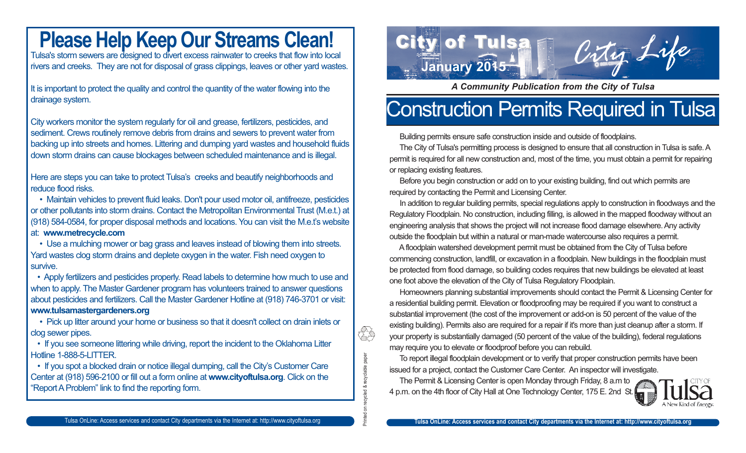# Please Help Keep Our Streams Clean!

Tulsa's storm sewers are designed to divert excess rainwater to creeks that flow into local rivers and creeks. They are not for disposal of grass clippings, leaves or other yard wastes.

It is important to protect the quality and control the quantity of the water flowing into the drainage system.

City workers monitor the system regularly for oil and grease, fertilizers, pesticides, and sediment. Crews routinely remove debris from drains and sewers to prevent water from backing up into streets and homes. Littering and dumping yard wastes and household fluids down storm drains can cause blockages between scheduled maintenance and is illegal.

Here are steps you can take to protect Tulsa's creeks and beautify neighborhoods and reduce flood risks.

- Maintain vehicles to prevent fluid leaks. Don't pour used motor oil, antifreeze, pesticides or other pollutants into storm drains. Contact the Metropolitan Environmental Trust (M.e.t.) at (918) 584-0584, for proper disposal methods and locations. You can visit the M.e.t.'s website at: **www.metrecycle.com**
- Use a mulching mower or bag grass and leaves instead of blowing them into streets. Yard wastes clog storm drains and deplete oxygen in the water. Fish need oxygen to survive.
- Apply fertilizers and pesticides properly. Read labels to determine how much to use and when to apply. The Master Gardener program has volunteers trained to answer questions about pesticides and fertilizers. Call the Master Gardener Hotline at (918) 746-3701 or visit: **www.tulsamastergardeners.org**
- Pick up litter around your home or business so that it doesn't collect on drain inlets or clog sewer pipes.
- If you see someone littering while driving, report the incident to the Oklahoma Litter Hotline 1-888-5-LITTER.
- If you spot a blocked drain or notice illegal dumping, call the City's Customer Care Center at (918) 596-2100 or fill out a form online at **www.cityoftulsa.org**. Click on the "Report A Problem" link to find the reporting form.

Printed on recycled & recyclable paper

City of Tulsa
January 2015
City Life

*A Community Publication from the City of Tulsa*

# Construction Permits Required in Tulsa

Building permits ensure safe construction inside and outside of floodplains.

The City of Tulsa's permitting process is designed to ensure that all construction in Tulsa is safe. A permit is required for all new construction and, most of the time, you must obtain a permit for repairing or replacing existing features.

Before you begin construction or add on to your existing building, find out which permits are required by contacting the Permit and Licensing Center.

In addition to regular building permits, special regulations apply to construction in floodways and the Regulatory Floodplain. No construction, including filling, is allowed in the mapped floodway without an engineering analysis that shows the project will not increase flood damage elsewhere. Any activity outside the floodplain but within a natural or man-made watercourse also requires a permit.

A floodplain watershed development permit must be obtained from the City of Tulsa before commencing construction, landfill, or excavation in a floodplain. New buildings in the floodplain must be protected from flood damage, so building codes requires that new buildings be elevated at least one foot above the elevation of the City of Tulsa Regulatory Floodplain.

Homeowners planning substantial improvements should contact the Permit & Licensing Center for a residential building permit. Elevation or floodproofing may be required if you want to construct a substantial improvement (the cost of the improvement or add-on is 50 percent of the value of the existing building). Permits also are required for a repair if it's more than just cleanup after a storm. If your property is substantially damaged (50 percent of the value of the building), federal regulations may require you to elevate or floodproof before you can rebuild.

To report illegal floodplain development or to verify that proper construction permits have been issued for a project, contact the Customer Care Center. An inspector will investigate.

The Permit & Licensing Center is open Monday through Friday, 8 a.m to 4 p.m. on the 4th floor of City Hall at One Technology Center, 175 E. 2nd St.

City of Tulsa – A New Kind of Energy.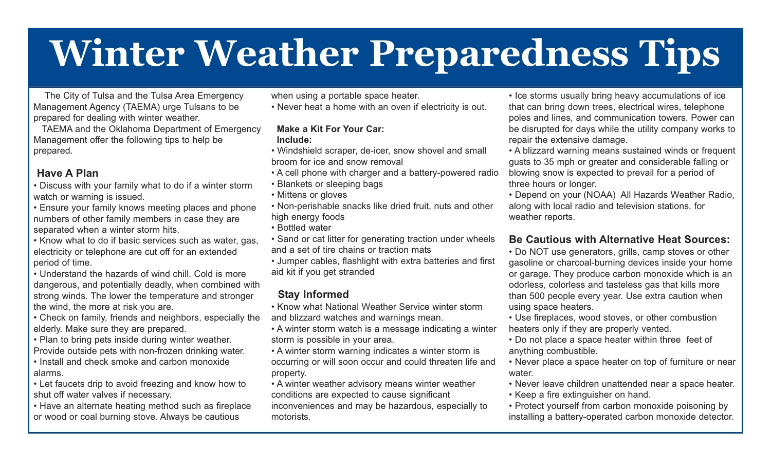# Winter Weather Preparedness Tips

The City of Tulsa and the Tulsa Area Emergency Management Agency (TAEMA) urge Tulsans to be prepared for dealing with winter weather.

TAEMA and the Oklahoma Department of Emergency Management offer the following tips to help be prepared.

## Have A Plan

- Discuss with your family what to do if a winter storm watch or warning is issued.
- Ensure your family knows meeting places and phone numbers of other family members in case they are separated when a winter storm hits.
- Know what to do if basic services such as water, gas, electricity or telephone are cut off for an extended period of time.
- Understand the hazards of wind chill. Cold is more dangerous, and potentially deadly, when combined with strong winds. The lower the temperature and stronger the wind, the more at risk you are.
- Check on family, friends and neighbors, especially the elderly. Make sure they are prepared.
- Plan to bring pets inside during winter weather. Provide outside pets with non-frozen drinking water.
- Install and check smoke and carbon monoxide alarms.
- Let faucets drip to avoid freezing and know how to shut off water valves if necessary.
- Have an alternate heating method such as fireplace or wood or coal burning stove. Always be cautious when using a portable space heater.
- Never heat a home with an oven if electricity is out.

**Make a Kit For Your Car:**
**Include:**

- Windshield scraper, de-icer, snow shovel and small broom for ice and snow removal
- A cell phone with charger and a battery-powered radio
- Blankets or sleeping bags
- Mittens or gloves
- Non-perishable snacks like dried fruit, nuts and other high energy foods
- Bottled water
- Sand or cat litter for generating traction under wheels and a set of tire chains or traction mats
- Jumper cables, flashlight with extra batteries and first aid kit if you get stranded

## Stay Informed

- Know what National Weather Service winter storm and blizzard watches and warnings mean.
- A winter storm watch is a message indicating a winter storm is possible in your area.
- A winter storm warning indicates a winter storm is occurring or will soon occur and could threaten life and property.
- A winter weather advisory means winter weather conditions are expected to cause significant inconveniences and may be hazardous, especially to motorists.
- Ice storms usually bring heavy accumulations of ice that can bring down trees, electrical wires, telephone poles and lines, and communication towers. Power can be disrupted for days while the utility company works to repair the extensive damage.
- A blizzard warning means sustained winds or frequent gusts to 35 mph or greater and considerable falling or blowing snow is expected to prevail for a period of three hours or longer.
- Depend on your (NOAA) All Hazards Weather Radio, along with local radio and television stations, for weather reports.

## Be Cautious with Alternative Heat Sources:

- Do NOT use generators, grills, camp stoves or other gasoline or charcoal-burning devices inside your home or garage. They produce carbon monoxide which is an odorless, colorless and tasteless gas that kills more than 500 people every year. Use extra caution when using space heaters.
- Use fireplaces, wood stoves, or other combustion heaters only if they are properly vented.
- Do not place a space heater within three feet of anything combustible.
- Never place a space heater on top of furniture or near water.
- Never leave children unattended near a space heater.
- Keep a fire extinguisher on hand.
- Protect yourself from carbon monoxide poisoning by installing a battery-operated carbon monoxide detector.